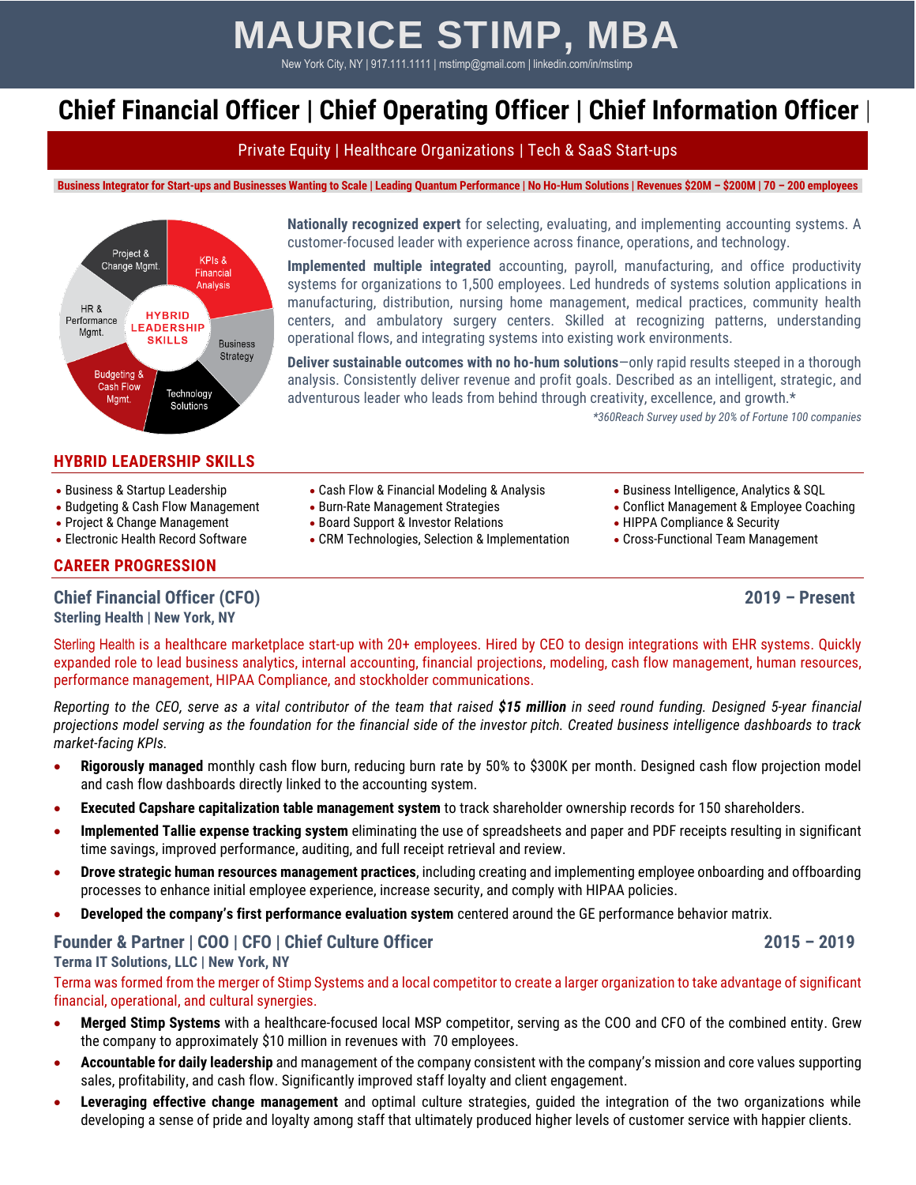# MAURICE STIMP, MBA

New York City, NY | 917.111.1111 | mstimp@gmail.com | linkedin.com/in/mstimp

## Chief Financial Officer | Chief Operating Officer | Chief Information Officer |

Private Equity | Healthcare Organizations | Tech & SaaS Start-ups

**Business Integrator for Start-ups and Businesses Wanting to Scale | Leading Quantum Performance | No Ho-Hum Solutions | Revenues $20M – $200M | 70 – 200 employees**

HYBRID LEADERSHIP SKILLS: Project & Change Mgmt. | KPIs & Financial Analysis | Business Strategy | Technology Solutions | Budgeting & Cash Flow Mgmt. | HR & Performance Mgmt.

**Nationally recognized expert** for selecting, evaluating, and implementing accounting systems. A customer-focused leader with experience across finance, operations, and technology.

**Implemented multiple integrated** accounting, payroll, manufacturing, and office productivity systems for organizations to 1,500 employees. Led hundreds of systems solution applications in manufacturing, distribution, nursing home management, medical practices, community health centers, and ambulatory surgery centers. Skilled at recognizing patterns, understanding operational flows, and integrating systems into existing work environments.

**Deliver sustainable outcomes with no ho-hum solutions**—only rapid results steeped in a thorough analysis. Consistently deliver revenue and profit goals. Described as an intelligent, strategic, and adventurous leader who leads from behind through creativity, excellence, and growth.*

*\*360Reach Survey used by 20% of Fortune 100 companies*

## HYBRID LEADERSHIP SKILLS

- Business & Startup Leadership
- Budgeting & Cash Flow Management
- Project & Change Management
- Electronic Health Record Software
- Cash Flow & Financial Modeling & Analysis
- Burn-Rate Management Strategies
- Board Support & Investor Relations
- CRM Technologies, Selection & Implementation
- Business Intelligence, Analytics & SQL
- Conflict Management & Employee Coaching
- HIPPA Compliance & Security
- Cross-Functional Team Management

## CAREER PROGRESSION

### Chief Financial Officer (CFO) — 2019 – Present

**Sterling Health | New York, NY**

Sterling Health is a healthcare marketplace start-up with 20+ employees. Hired by CEO to design integrations with EHR systems. Quickly expanded role to lead business analytics, internal accounting, financial projections, modeling, cash flow management, human resources, performance management, HIPAA Compliance, and stockholder communications.

*Reporting to the CEO, serve as a vital contributor of the team that raised **$15 million** in seed round funding. Designed 5-year financial projections model serving as the foundation for the financial side of the investor pitch. Created business intelligence dashboards to track market-facing KPIs.*

- **Rigorously managed** monthly cash flow burn, reducing burn rate by 50% to $300K per month. Designed cash flow projection model and cash flow dashboards directly linked to the accounting system.
- **Executed Capshare capitalization table management system** to track shareholder ownership records for 150 shareholders.
- **Implemented Tallie expense tracking system** eliminating the use of spreadsheets and paper and PDF receipts resulting in significant time savings, improved performance, auditing, and full receipt retrieval and review.
- **Drove strategic human resources management practices**, including creating and implementing employee onboarding and offboarding processes to enhance initial employee experience, increase security, and comply with HIPAA policies.
- **Developed the company's first performance evaluation system** centered around the GE performance behavior matrix.

### Founder & Partner | COO | CFO | Chief Culture Officer — 2015 – 2019

**Terma IT Solutions, LLC | New York, NY**

Terma was formed from the merger of Stimp Systems and a local competitor to create a larger organization to take advantage of significant financial, operational, and cultural synergies.

- **Merged Stimp Systems** with a healthcare-focused local MSP competitor, serving as the COO and CFO of the combined entity. Grew the company to approximately $10 million in revenues with 70 employees.
- **Accountable for daily leadership** and management of the company consistent with the company's mission and core values supporting sales, profitability, and cash flow. Significantly improved staff loyalty and client engagement.
- **Leveraging effective change management** and optimal culture strategies, guided the integration of the two organizations while developing a sense of pride and loyalty among staff that ultimately produced higher levels of customer service with happier clients.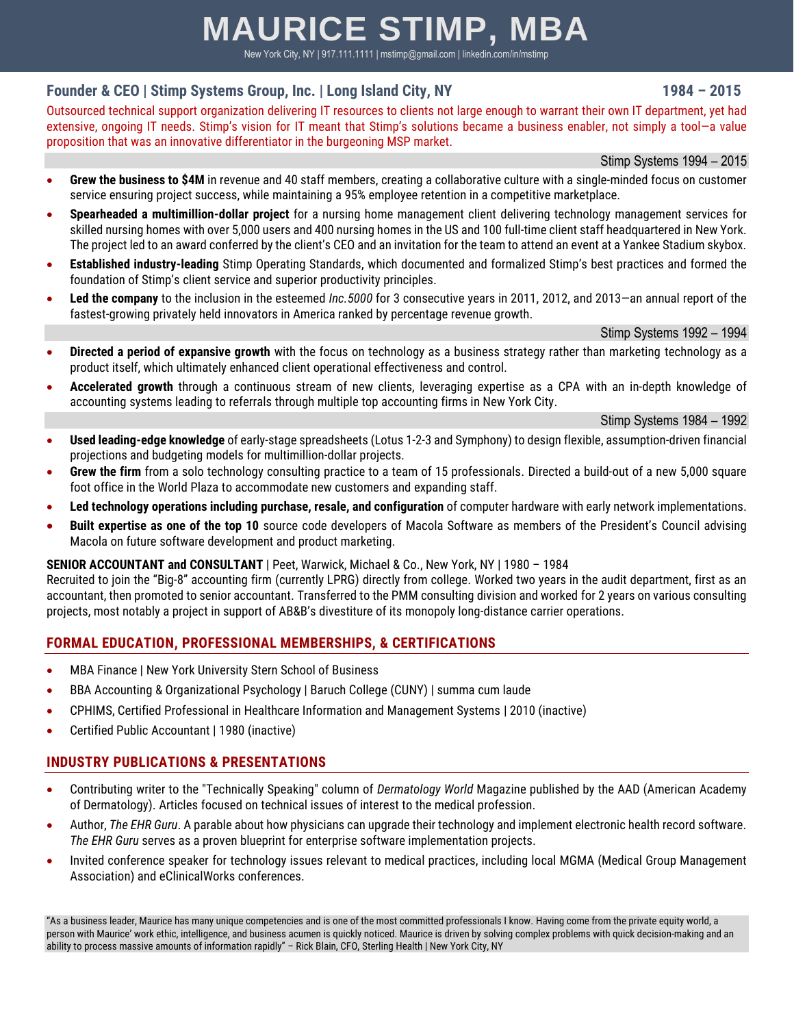# MAURICE STIMP, MBA

New York City, NY | 917.111.1111 | mstimp@gmail.com | linkedin.com/in/mstimp

### Founder & CEO | Stimp Systems Group, Inc. | Long Island City, NY — 1984 – 2015

Outsourced technical support organization delivering IT resources to clients not large enough to warrant their own IT department, yet had extensive, ongoing IT needs. Stimp's vision for IT meant that Stimp's solutions became a business enabler, not simply a tool—a value proposition that was an innovative differentiator in the burgeoning MSP market.

Stimp Systems 1994 – 2015

- **Grew the business to $4M** in revenue and 40 staff members, creating a collaborative culture with a single-minded focus on customer service ensuring project success, while maintaining a 95% employee retention in a competitive marketplace.
- **Spearheaded a multimillion-dollar project** for a nursing home management client delivering technology management services for skilled nursing homes with over 5,000 users and 400 nursing homes in the US and 100 full-time client staff headquartered in New York. The project led to an award conferred by the client's CEO and an invitation for the team to attend an event at a Yankee Stadium skybox.
- **Established industry-leading** Stimp Operating Standards, which documented and formalized Stimp's best practices and formed the foundation of Stimp's client service and superior productivity principles.
- **Led the company** to the inclusion in the esteemed *Inc.5000* for 3 consecutive years in 2011, 2012, and 2013—an annual report of the fastest-growing privately held innovators in America ranked by percentage revenue growth.

Stimp Systems 1992 – 1994

- **Directed a period of expansive growth** with the focus on technology as a business strategy rather than marketing technology as a product itself, which ultimately enhanced client operational effectiveness and control.
- **Accelerated growth** through a continuous stream of new clients, leveraging expertise as a CPA with an in-depth knowledge of accounting systems leading to referrals through multiple top accounting firms in New York City.

Stimp Systems 1984 – 1992

- **Used leading-edge knowledge** of early-stage spreadsheets (Lotus 1-2-3 and Symphony) to design flexible, assumption-driven financial projections and budgeting models for multimillion-dollar projects.
- **Grew the firm** from a solo technology consulting practice to a team of 15 professionals. Directed a build-out of a new 5,000 square foot office in the World Plaza to accommodate new customers and expanding staff.
- **Led technology operations including purchase, resale, and configuration** of computer hardware with early network implementations.
- **Built expertise as one of the top 10** source code developers of Macola Software as members of the President's Council advising Macola on future software development and product marketing.

**SENIOR ACCOUNTANT and CONSULTANT** | Peet, Warwick, Michael & Co., New York, NY | 1980 – 1984

Recruited to join the "Big-8" accounting firm (currently LPRG) directly from college. Worked two years in the audit department, first as an accountant, then promoted to senior accountant. Transferred to the PMM consulting division and worked for 2 years on various consulting projects, most notably a project in support of AB&B's divestiture of its monopoly long-distance carrier operations.

## FORMAL EDUCATION, PROFESSIONAL MEMBERSHIPS, & CERTIFICATIONS

- MBA Finance | New York University Stern School of Business
- BBA Accounting & Organizational Psychology | Baruch College (CUNY) | summa cum laude
- CPHIMS, Certified Professional in Healthcare Information and Management Systems | 2010 (inactive)
- Certified Public Accountant | 1980 (inactive)

## INDUSTRY PUBLICATIONS & PRESENTATIONS

- Contributing writer to the "Technically Speaking" column of *Dermatology World* Magazine published by the AAD (American Academy of Dermatology). Articles focused on technical issues of interest to the medical profession.
- Author, *The EHR Guru*. A parable about how physicians can upgrade their technology and implement electronic health record software. *The EHR Guru* serves as a proven blueprint for enterprise software implementation projects.
- Invited conference speaker for technology issues relevant to medical practices, including local MGMA (Medical Group Management Association) and eClinicalWorks conferences.

"As a business leader, Maurice has many unique competencies and is one of the most committed professionals I know. Having come from the private equity world, a person with Maurice' work ethic, intelligence, and business acumen is quickly noticed. Maurice is driven by solving complex problems with quick decision-making and an ability to process massive amounts of information rapidly" – Rick Blain, CFO, Sterling Health | New York City, NY